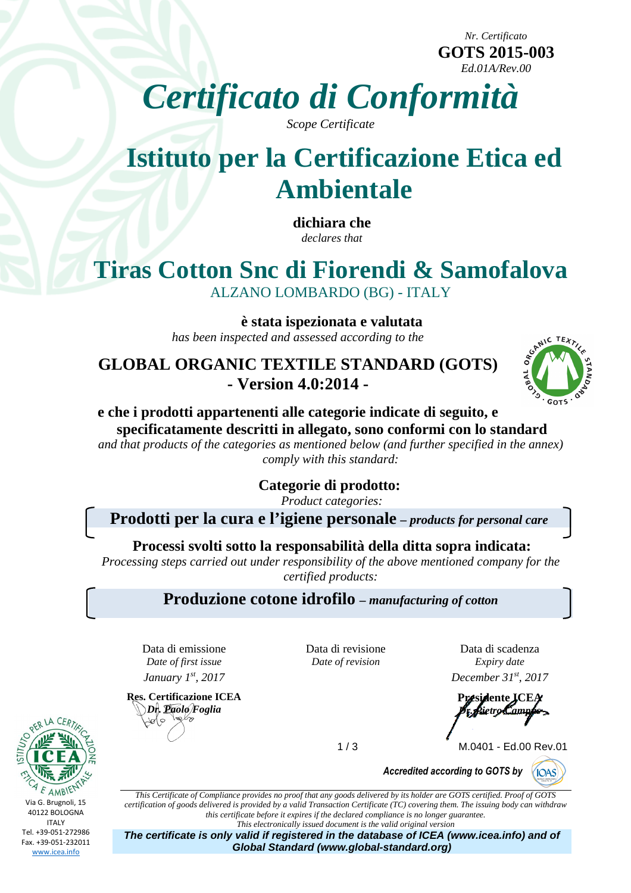*Nr. Certificato*
**GOTS 2015-003**
*Ed.01A/Rev.00*

# *Certificato di Conformità*

*Scope Certificate*

# Istituto per la Certificazione Etica ed Ambientale

**dichiara che**
*declares that*

## Tiras Cotton Snc di Fiorendi & Samofalova

ALZANO LOMBARDO (BG) - ITALY

**è stata ispezionata e valutata**
*has been inspected and assessed according to the*

### GLOBAL ORGANIC TEXTILE STANDARD (GOTS) - Version 4.0:2014 -

**e che i prodotti appartenenti alle categorie indicate di seguito, e specificatamente descritti in allegato, sono conformi con lo standard**
*and that products of the categories as mentioned below (and further specified in the annex) comply with this standard:*

**Categorie di prodotto:**
*Product categories:*

**Prodotti per la cura e l'igiene personale** – ***products for personal care***

**Processi svolti sotto la responsabilità della ditta sopra indicata:**
*Processing steps carried out under responsibility of the above mentioned company for the certified products:*

**Produzione cotone idrofilo** – ***manufacturing of cotton***

| Data di emissione *Date of first issue* | Data di revisione *Date of revision* | Data di scadenza *Expiry date* |
|---|---|---|
| *January 1st, 2017* | | *December 31st, 2017* |

**Res. Certificazione ICEA**
*Dr. Paolo Foglia*

**Presidente ICEA**
*Dr. Pietro Campus*

M.0401 - Ed.00 Rev.01

***Accredited according to GOTS by*** IOAS

Via G. Brugnoli, 15
40122 BOLOGNA
ITALY
Tel. +39-051-272986
Fax. +39-051-232011
www.icea.info

*This Certificate of Compliance provides no proof that any goods delivered by its holder are GOTS certified. Proof of GOTS certification of goods delivered is provided by a valid Transaction Certificate (TC) covering them. The issuing body can withdraw this certificate before it expires if the declared compliance is no longer guarantee.*
*This electronically issued document is the valid original version*

***The certificate is only valid if registered in the database of ICEA (www.icea.info) and of Global Standard (www.global-standard.org)***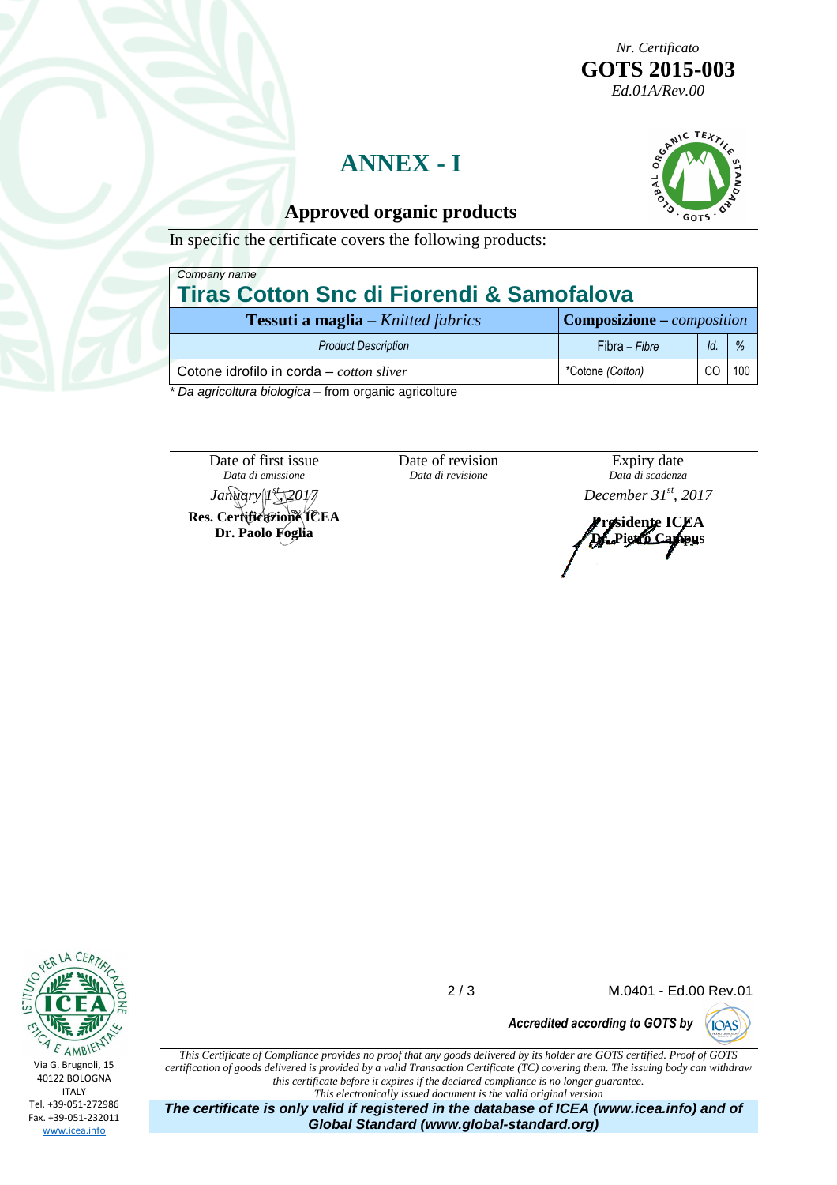*Nr. Certificato*
**GOTS 2015-003**
*Ed.01A/Rev.00*

# ANNEX - I

## Approved organic products

In specific the certificate covers the following products:

| *Company name* **Tiras Cotton Snc di Fiorendi & Samofalova** | | | |
|---|---|---|---|
| **Tessuti a maglia** – *Knitted fabrics* | **Composizione** – *composition* | | |
| *Product Description* | Fibra – *Fibre* | *Id.* | *%* |
| Cotone idrofilo in corda – *cotton sliver* | *Cotone *(Cotton)* | CO | 100 |

* *Da agricoltura biologica* – from organic agricolture

| Date of first issue *Data di emissione* | Date of revision *Data di revisione* | Expiry date *Data di scadenza* |
|---|---|---|
| *January 1st, 2017* | | *December 31st, 2017* |
| **Res. Certificazione ICEA Dr. Paolo Foglia** | | **Presidente ICEA Dr. Pietro Campus** |

M.0401 - Ed.00 Rev.01

***Accredited according to GOTS by*** IOAS

Via G. Brugnoli, 15
40122 BOLOGNA
ITALY
Tel. +39-051-272986
Fax. +39-051-232011
www.icea.info

*This Certificate of Compliance provides no proof that any goods delivered by its holder are GOTS certified. Proof of GOTS certification of goods delivered is provided by a valid Transaction Certificate (TC) covering them. The issuing body can withdraw this certificate before it expires if the declared compliance is no longer guarantee.*
*This electronically issued document is the valid original version*

***The certificate is only valid if registered in the database of ICEA (www.icea.info) and of Global Standard (www.global-standard.org)***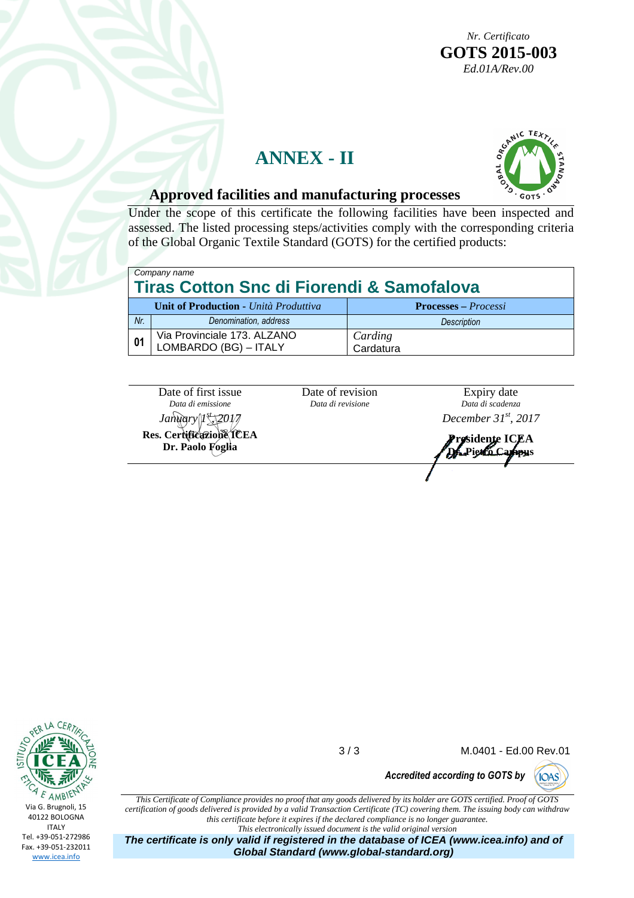*Nr. Certificato*
**GOTS 2015-003**
*Ed.01A/Rev.00*

# ANNEX - II

## Approved facilities and manufacturing processes

Under the scope of this certificate the following facilities have been inspected and assessed. The listed processing steps/activities comply with the corresponding criteria of the Global Organic Textile Standard (GOTS) for the certified products:

*Company name*
**Tiras Cotton Snc di Fiorendi & Samofalova**

| **Unit of Production** - *Unità Produttiva* | | **Processes** – *Processi* |
|---|---|---|
| *Nr.* | *Denomination, address* | *Description* |
| **01** | Via Provinciale 173. ALZANO LOMBARDO (BG) – ITALY | *Carding* Cardatura |

| Date of first issue *Data di emissione* | Date of revision *Data di revisione* | Expiry date *Data di scadenza* |
|---|---|---|
| *January 1st, 2017* | | *December 31st, 2017* |
| **Res. Certificazione ICEA Dr. Paolo Foglia** | | **Presidente ICEA Dr. Pietro Campus** |

M.0401 - Ed.00 Rev.01

***Accredited according to GOTS by***

Via G. Brugnoli, 15
40122 BOLOGNA
ITALY
Tel. +39-051-272986
Fax. +39-051-232011
www.icea.info

*This Certificate of Compliance provides no proof that any goods delivered by its holder are GOTS certified. Proof of GOTS certification of goods delivered is provided by a valid Transaction Certificate (TC) covering them. The issuing body can withdraw this certificate before it expires if the declared compliance is no longer guarantee.*
*This electronically issued document is the valid original version*

***The certificate is only valid if registered in the database of ICEA (www.icea.info) and of Global Standard (www.global-standard.org)***